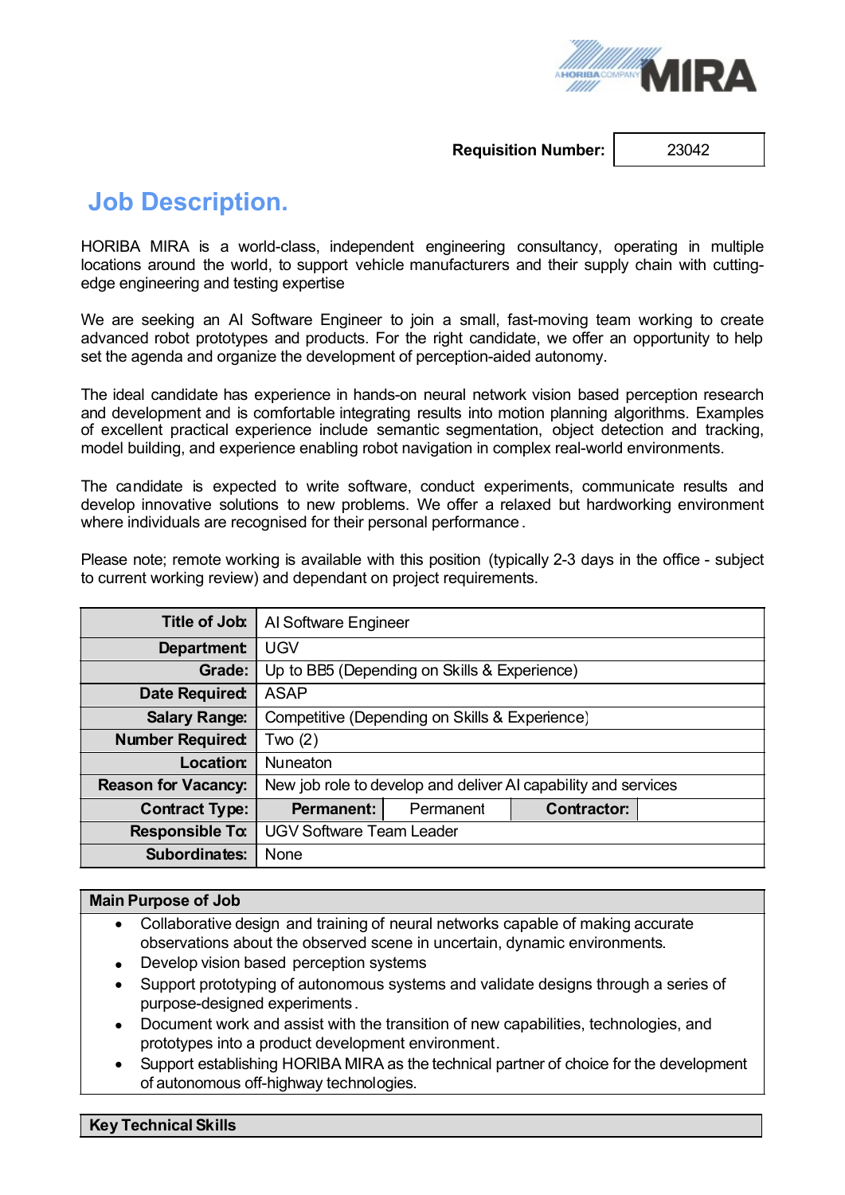**Requisition Number:** 23042

# Job Description.

HORIBA MIRA is a world-class, independent engineering consultancy, operating in multiple locations around the world, to support vehicle manufacturers and their supply chain with cutting-edge engineering and testing expertise

We are seeking an AI Software Engineer to join a small, fast-moving team working to create advanced robot prototypes and products. For the right candidate, we offer an opportunity to help set the agenda and organize the development of perception-aided autonomy.

The ideal candidate has experience in hands-on neural network vision based perception research and development and is comfortable integrating results into motion planning algorithms. Examples of excellent practical experience include semantic segmentation, object detection and tracking, model building, and experience enabling robot navigation in complex real-world environments.

The candidate is expected to write software, conduct experiments, communicate results and develop innovative solutions to new problems. We offer a relaxed but hardworking environment where individuals are recognised for their personal performance.

Please note; remote working is available with this position (typically 2-3 days in the office - subject to current working review) and dependant on project requirements.

| | | | | |
|---|---|---|---|---|
| **Title of Job:** | AI Software Engineer | | | |
| **Department:** | UGV | | | |
| **Grade:** | Up to BB5 (Depending on Skills & Experience) | | | |
| **Date Required:** | ASAP | | | |
| **Salary Range:** | Competitive (Depending on Skills & Experience) | | | |
| **Number Required:** | Two (2) | | | |
| **Location:** | Nuneaton | | | |
| **Reason for Vacancy:** | New job role to develop and deliver AI capability and services | | | |
| **Contract Type:** | **Permanent:** | Permanent | **Contractor:** | |
| **Responsible To:** | UGV Software Team Leader | | | |
| **Subordinates:** | None | | | |

| **Main Purpose of Job** |
|---|
| • Collaborative design and training of neural networks capable of making accurate observations about the observed scene in uncertain, dynamic environments.<br>• Develop vision based perception systems<br>• Support prototyping of autonomous systems and validate designs through a series of purpose-designed experiments.<br>• Document work and assist with the transition of new capabilities, technologies, and prototypes into a product development environment.<br>• Support establishing HORIBA MIRA as the technical partner of choice for the development of autonomous off-highway technologies. |

| **Key Technical Skills** |
|---|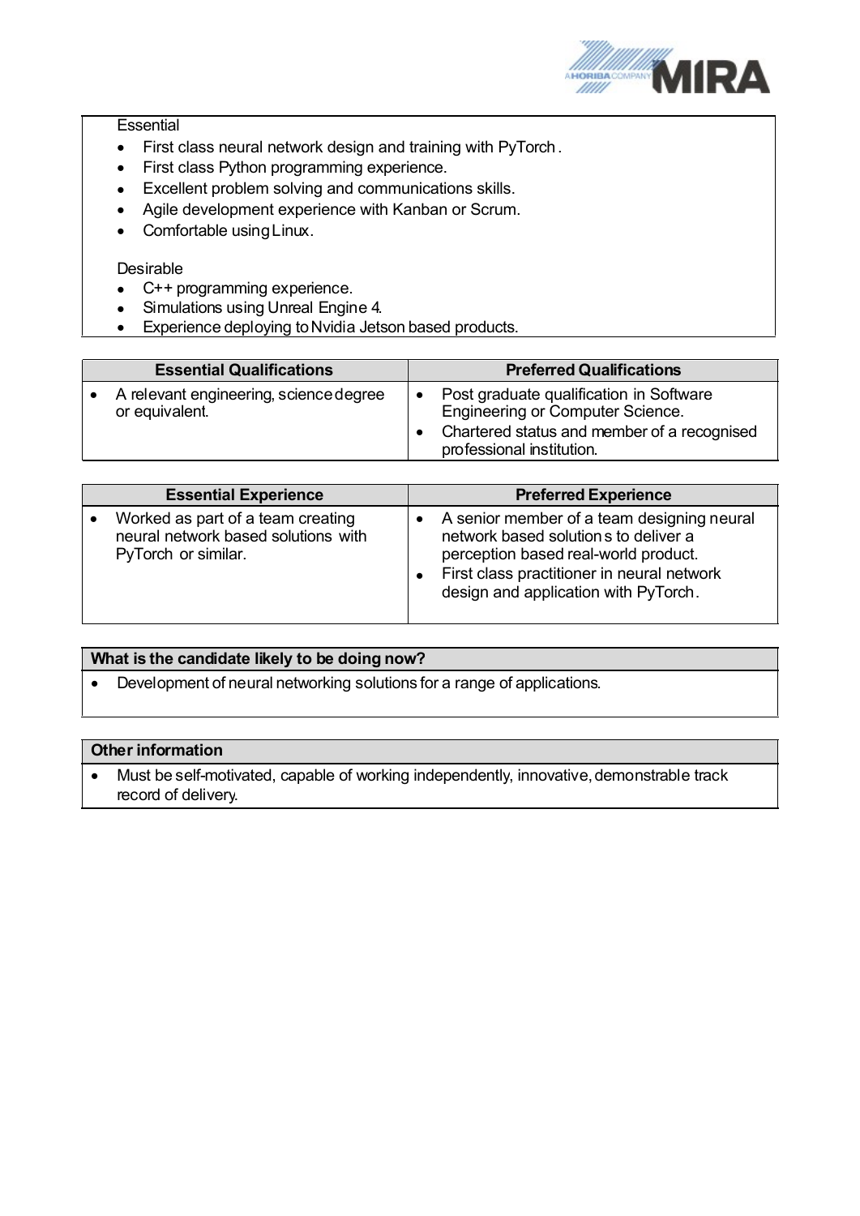Essential

- First class neural network design and training with PyTorch.
- First class Python programming experience.
- Excellent problem solving and communications skills.
- Agile development experience with Kanban or Scrum.
- Comfortable using Linux.

Desirable

- C++ programming experience.
- Simulations using Unreal Engine 4.
- Experience deploying to Nvidia Jetson based products.

| Essential Qualifications | Preferred Qualifications |
|---|---|
| • A relevant engineering, science degree or equivalent. | • Post graduate qualification in Software Engineering or Computer Science.<br>• Chartered status and member of a recognised professional institution. |

| Essential Experience | Preferred Experience |
|---|---|
| • Worked as part of a team creating neural network based solutions with PyTorch or similar. | • A senior member of a team designing neural network based solutions to deliver a perception based real-world product.<br>• First class practitioner in neural network design and application with PyTorch. |

| What is the candidate likely to be doing now? |
|---|
| • Development of neural networking solutions for a range of applications. |

| Other information |
|---|
| • Must be self-motivated, capable of working independently, innovative, demonstrable track record of delivery. |